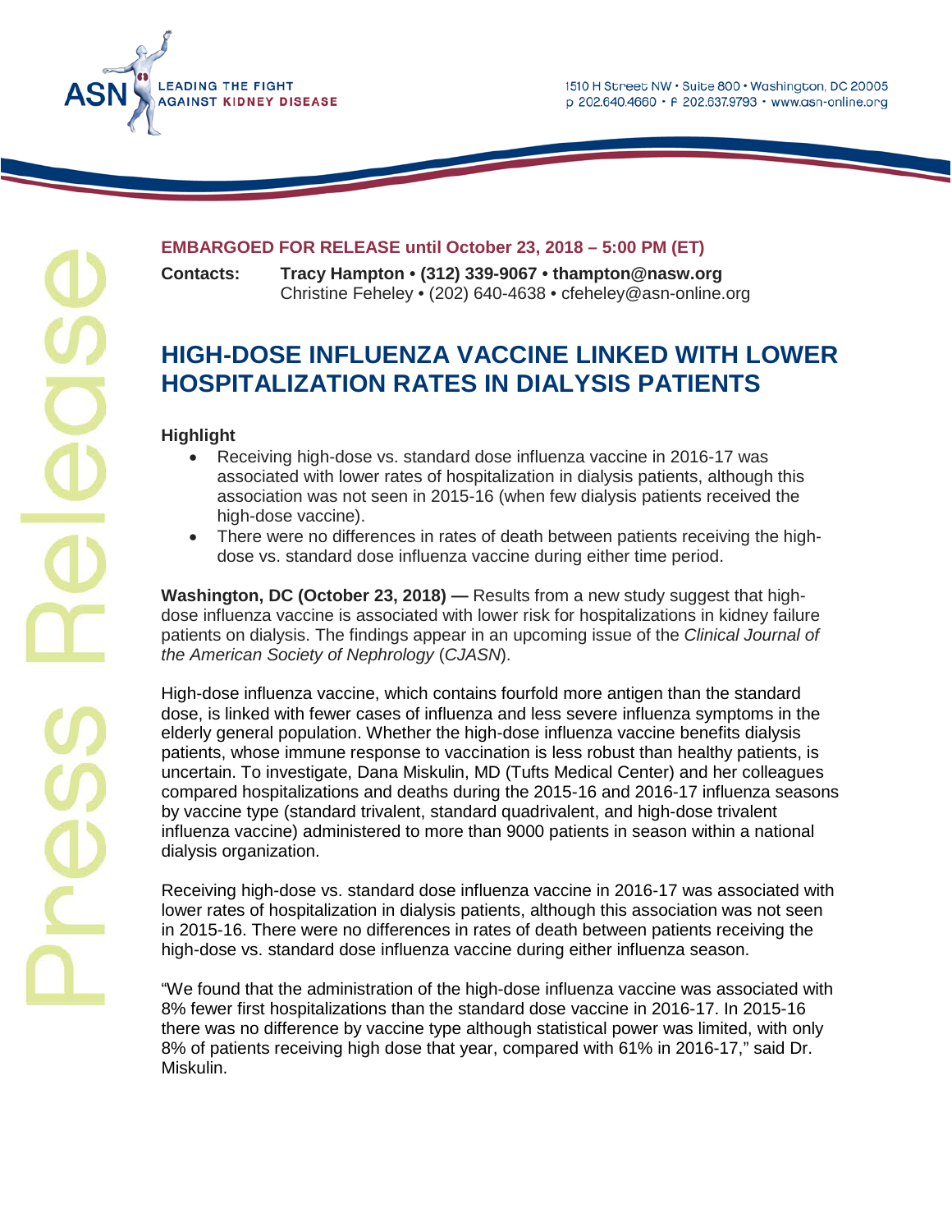ASN LEADING THE FIGHT AGAINST KIDNEY DISEASE

1510 H Street NW • Suite 800 • Washington, DC 20005
p 202.640.4660 • f 202.637.9793 • www.asn-online.org

**EMBARGOED FOR RELEASE until October 23, 2018 – 5:00 PM (ET)**

**Contacts:** **Tracy Hampton • (312) 339-9067 • thampton@nasw.org**
Christine Feheley • (202) 640-4638 • cfeheley@asn-online.org

# HIGH-DOSE INFLUENZA VACCINE LINKED WITH LOWER HOSPITALIZATION RATES IN DIALYSIS PATIENTS

**Highlight**

- Receiving high-dose vs. standard dose influenza vaccine in 2016-17 was associated with lower rates of hospitalization in dialysis patients, although this association was not seen in 2015-16 (when few dialysis patients received the high-dose vaccine).
- There were no differences in rates of death between patients receiving the high-dose vs. standard dose influenza vaccine during either time period.

**Washington, DC (October 23, 2018) —** Results from a new study suggest that high-dose influenza vaccine is associated with lower risk for hospitalizations in kidney failure patients on dialysis. The findings appear in an upcoming issue of the *Clinical Journal of the American Society of Nephrology* (*CJASN*).

High-dose influenza vaccine, which contains fourfold more antigen than the standard dose, is linked with fewer cases of influenza and less severe influenza symptoms in the elderly general population. Whether the high-dose influenza vaccine benefits dialysis patients, whose immune response to vaccination is less robust than healthy patients, is uncertain. To investigate, Dana Miskulin, MD (Tufts Medical Center) and her colleagues compared hospitalizations and deaths during the 2015-16 and 2016-17 influenza seasons by vaccine type (standard trivalent, standard quadrivalent, and high-dose trivalent influenza vaccine) administered to more than 9000 patients in season within a national dialysis organization.

Receiving high-dose vs. standard dose influenza vaccine in 2016-17 was associated with lower rates of hospitalization in dialysis patients, although this association was not seen in 2015-16. There were no differences in rates of death between patients receiving the high-dose vs. standard dose influenza vaccine during either influenza season.

"We found that the administration of the high-dose influenza vaccine was associated with 8% fewer first hospitalizations than the standard dose vaccine in 2016-17. In 2015-16 there was no difference by vaccine type although statistical power was limited, with only 8% of patients receiving high dose that year, compared with 61% in 2016-17," said Dr. Miskulin.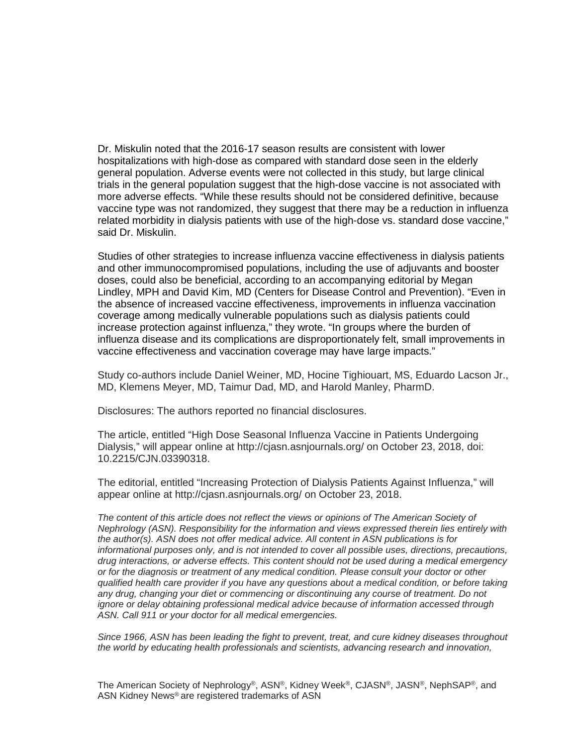Dr. Miskulin noted that the 2016-17 season results are consistent with lower hospitalizations with high-dose as compared with standard dose seen in the elderly general population. Adverse events were not collected in this study, but large clinical trials in the general population suggest that the high-dose vaccine is not associated with more adverse effects. “While these results should not be considered definitive, because vaccine type was not randomized, they suggest that there may be a reduction in influenza related morbidity in dialysis patients with use of the high-dose vs. standard dose vaccine,” said Dr. Miskulin.

Studies of other strategies to increase influenza vaccine effectiveness in dialysis patients and other immunocompromised populations, including the use of adjuvants and booster doses, could also be beneficial, according to an accompanying editorial by Megan Lindley, MPH and David Kim, MD (Centers for Disease Control and Prevention). “Even in the absence of increased vaccine effectiveness, improvements in influenza vaccination coverage among medically vulnerable populations such as dialysis patients could increase protection against influenza,” they wrote. “In groups where the burden of influenza disease and its complications are disproportionately felt, small improvements in vaccine effectiveness and vaccination coverage may have large impacts.”

Study co-authors include Daniel Weiner, MD, Hocine Tighiouart, MS, Eduardo Lacson Jr., MD, Klemens Meyer, MD, Taimur Dad, MD, and Harold Manley, PharmD.

Disclosures: The authors reported no financial disclosures.

The article, entitled “High Dose Seasonal Influenza Vaccine in Patients Undergoing Dialysis,” will appear online at http://cjasn.asnjournals.org/ on October 23, 2018, doi: 10.2215/CJN.03390318.

The editorial, entitled “Increasing Protection of Dialysis Patients Against Influenza,” will appear online at http://cjasn.asnjournals.org/ on October 23, 2018.

*The content of this article does not reflect the views or opinions of The American Society of Nephrology (ASN). Responsibility for the information and views expressed therein lies entirely with the author(s). ASN does not offer medical advice. All content in ASN publications is for informational purposes only, and is not intended to cover all possible uses, directions, precautions, drug interactions, or adverse effects. This content should not be used during a medical emergency or for the diagnosis or treatment of any medical condition. Please consult your doctor or other qualified health care provider if you have any questions about a medical condition, or before taking any drug, changing your diet or commencing or discontinuing any course of treatment. Do not ignore or delay obtaining professional medical advice because of information accessed through ASN. Call 911 or your doctor for all medical emergencies.*

*Since 1966, ASN has been leading the fight to prevent, treat, and cure kidney diseases throughout the world by educating health professionals and scientists, advancing research and innovation,*

The American Society of Nephrology®, ASN®, Kidney Week®, CJASN®, JASN®, NephSAP®, and ASN Kidney News® are registered trademarks of ASN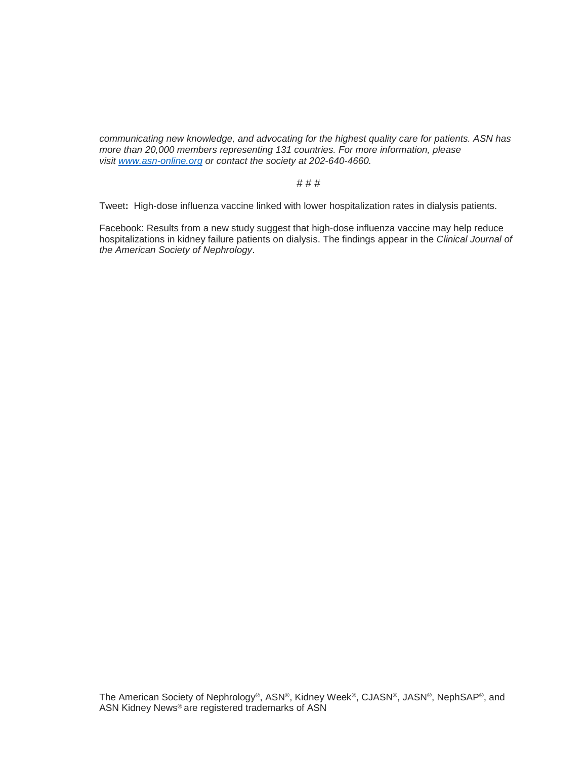*communicating new knowledge, and advocating for the highest quality care for patients. ASN has more than 20,000 members representing 131 countries. For more information, please visit [www.asn-online.org](http://www.asn-online.org) or contact the society at 202-640-4660.*

# # #

Tweet**:** High-dose influenza vaccine linked with lower hospitalization rates in dialysis patients.

Facebook: Results from a new study suggest that high-dose influenza vaccine may help reduce hospitalizations in kidney failure patients on dialysis. The findings appear in the *Clinical Journal of the American Society of Nephrology*.

The American Society of Nephrology®, ASN®, Kidney Week®, CJASN®, JASN®, NephSAP®, and ASN Kidney News® are registered trademarks of ASN